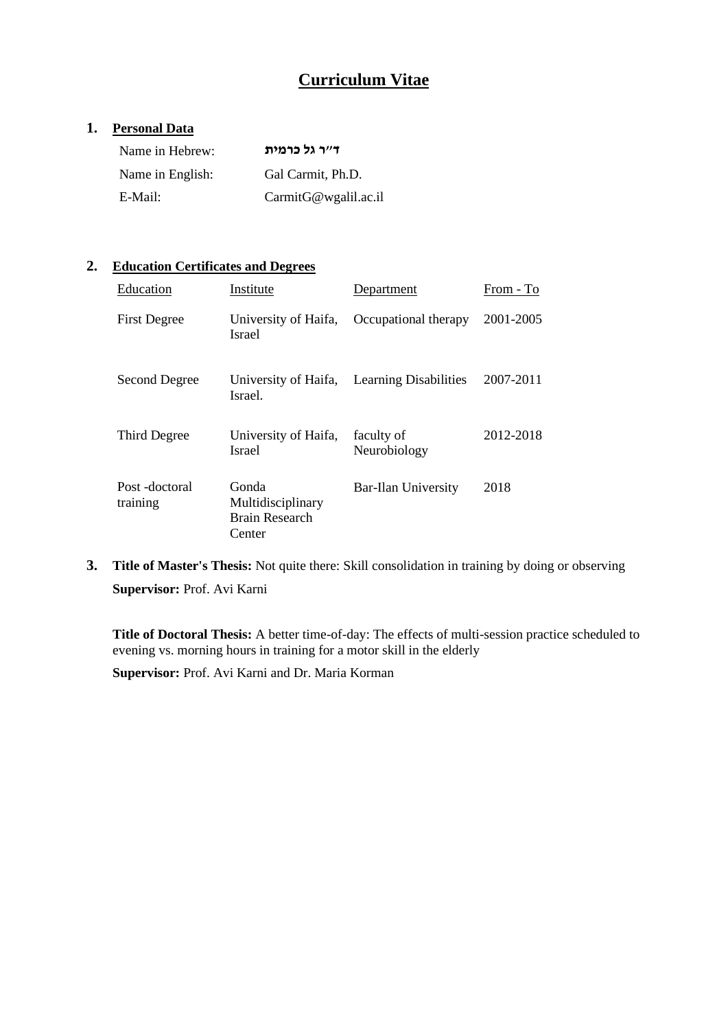# Curriculum Vitae

## 1. Personal Data

| | |
|---|---|
| Name in Hebrew: | **ד"ר גל כרמית** |
| Name in English: | Gal Carmit, Ph.D. |
| E-Mail: | CarmitG@wgalil.ac.il |

## 2. Education Certificates and Degrees

| Education | Institute | Department | From - To |
|---|---|---|---|
| First Degree | University of Haifa, Israel | Occupational therapy | 2001-2005 |
| Second Degree | University of Haifa, Israel. | Learning Disabilities | 2007-2011 |
| Third Degree | University of Haifa, Israel | faculty of Neurobiology | 2012-2018 |
| Post -doctoral training | Gonda Multidisciplinary Brain Research Center | Bar-Ilan University | 2018 |

## 3. 

**Title of Master's Thesis:** Not quite there: Skill consolidation in training by doing or observing

**Supervisor:** Prof. Avi Karni

**Title of Doctoral Thesis:** A better time-of-day: The effects of multi-session practice scheduled to evening vs. morning hours in training for a motor skill in the elderly

**Supervisor:** Prof. Avi Karni and Dr. Maria Korman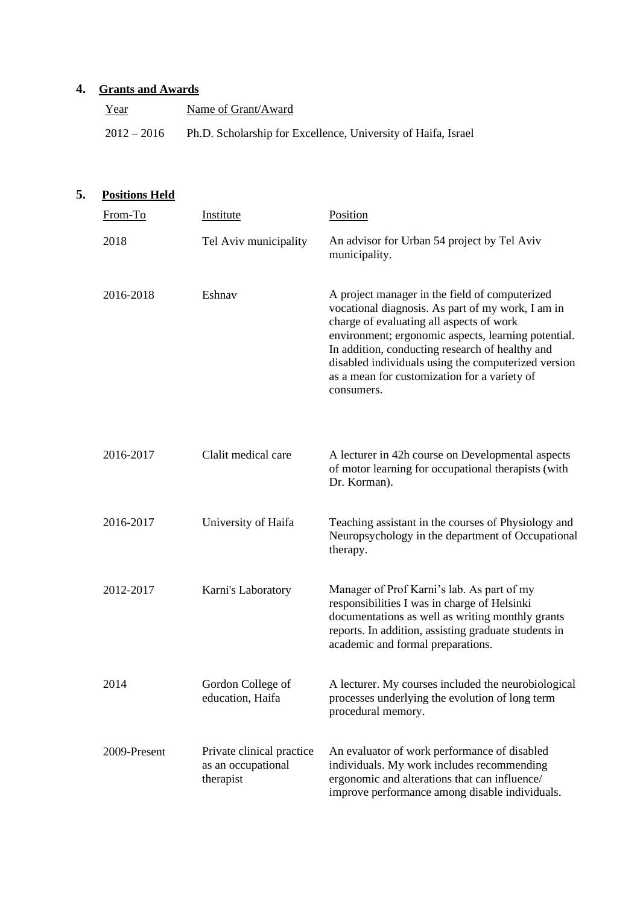## 4. Grants and Awards

| Year | Name of Grant/Award |
|---|---|
| 2012 – 2016 | Ph.D. Scholarship for Excellence, University of Haifa, Israel |

## 5. Positions Held

| From-To | Institute | Position |
|---|---|---|
| 2018 | Tel Aviv municipality | An advisor for Urban 54 project by Tel Aviv municipality. |
| 2016-2018 | Eshnav | A project manager in the field of computerized vocational diagnosis. As part of my work, I am in charge of evaluating all aspects of work environment; ergonomic aspects, learning potential. In addition, conducting research of healthy and disabled individuals using the computerized version as a mean for customization for a variety of consumers. |
| 2016-2017 | Clalit medical care | A lecturer in 42h course on Developmental aspects of motor learning for occupational therapists (with Dr. Korman). |
| 2016-2017 | University of Haifa | Teaching assistant in the courses of Physiology and Neuropsychology in the department of Occupational therapy. |
| 2012-2017 | Karni's Laboratory | Manager of Prof Karni's lab. As part of my responsibilities I was in charge of Helsinki documentations as well as writing monthly grants reports. In addition, assisting graduate students in academic and formal preparations. |
| 2014 | Gordon College of education, Haifa | A lecturer. My courses included the neurobiological processes underlying the evolution of long term procedural memory. |
| 2009-Present | Private clinical practice as an occupational therapist | An evaluator of work performance of disabled individuals. My work includes recommending ergonomic and alterations that can influence/ improve performance among disable individuals. |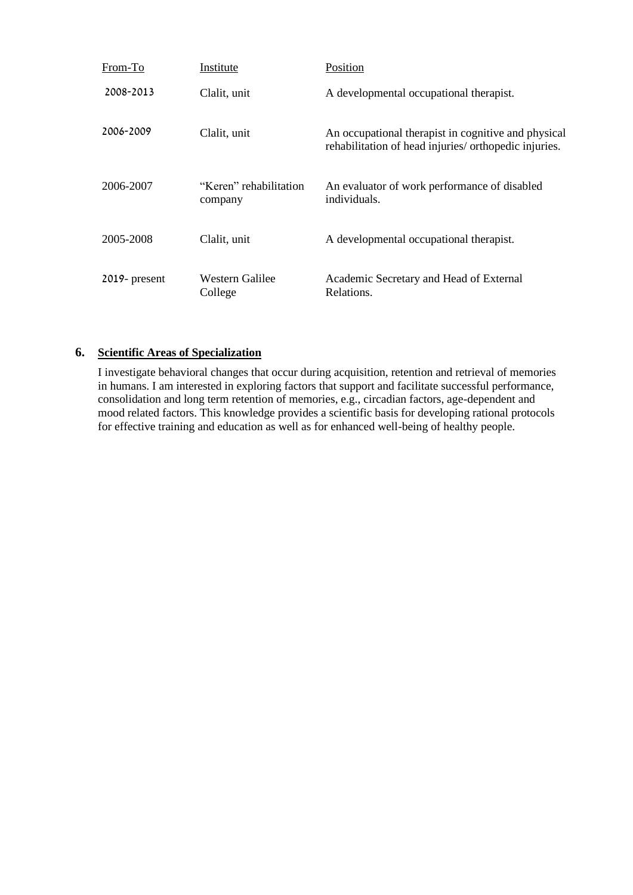| From-To | Institute | Position |
|---|---|---|
| 2008-2013 | Clalit, unit | A developmental occupational therapist. |
| 2006-2009 | Clalit, unit | An occupational therapist in cognitive and physical rehabilitation of head injuries/ orthopedic injuries. |
| 2006-2007 | “Keren” rehabilitation company | An evaluator of work performance of disabled individuals. |
| 2005-2008 | Clalit, unit | A developmental occupational therapist. |
| 2019- present | Western Galilee College | Academic Secretary and Head of External Relations. |

## 6. Scientific Areas of Specialization

I investigate behavioral changes that occur during acquisition, retention and retrieval of memories in humans. I am interested in exploring factors that support and facilitate successful performance, consolidation and long term retention of memories, e.g., circadian factors, age-dependent and mood related factors. This knowledge provides a scientific basis for developing rational protocols for effective training and education as well as for enhanced well-being of healthy people.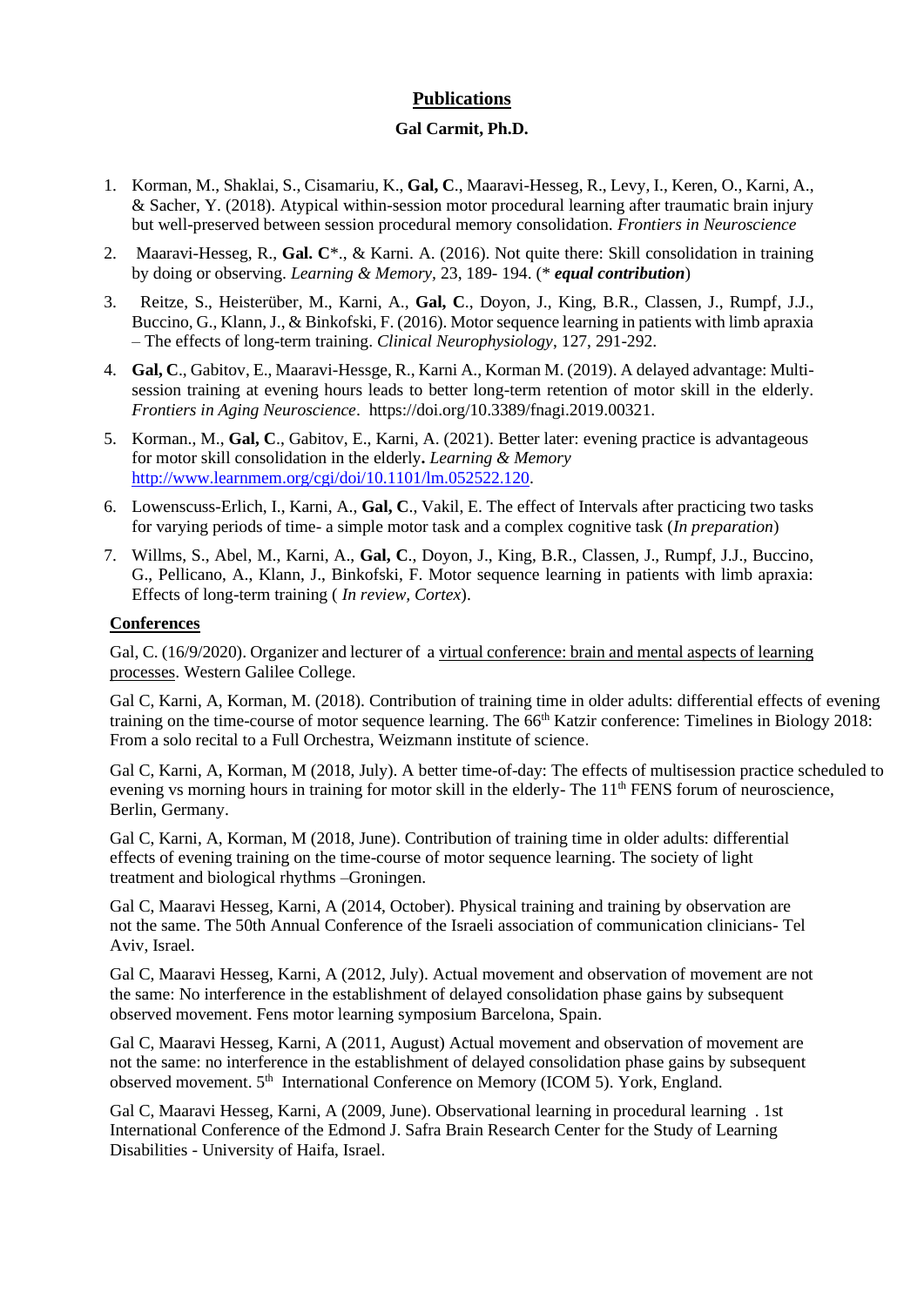# Publications

**Gal Carmit, Ph.D.**

1. Korman, M., Shaklai, S., Cisamariu, K., **Gal, C**., Maaravi-Hesseg, R., Levy, I., Keren, O., Karni, A., & Sacher, Y. (2018). Atypical within-session motor procedural learning after traumatic brain injury but well-preserved between session procedural memory consolidation. *Frontiers in Neuroscience*
2. Maaravi-Hesseg, R., **Gal. C**\*., & Karni. A. (2016). Not quite there: Skill consolidation in training by doing or observing. *Learning & Memory*, 23, 189- 194. (\* ***equal contribution***)
3. Reitze, S., Heisterüber, M., Karni, A., **Gal, C**., Doyon, J., King, B.R., Classen, J., Rumpf, J.J., Buccino, G., Klann, J., & Binkofski, F. (2016). Motor sequence learning in patients with limb apraxia – The effects of long-term training. *Clinical Neurophysiology*, 127, 291-292.
4. **Gal, C**., Gabitov, E., Maaravi-Hessge, R., Karni A., Korman M. (2019). A delayed advantage: Multi-session training at evening hours leads to better long-term retention of motor skill in the elderly. *Frontiers in Aging Neuroscience*. https://doi.org/10.3389/fnagi.2019.00321.
5. Korman., M., **Gal, C**., Gabitov, E., Karni, A. (2021). Better later: evening practice is advantageous for motor skill consolidation in the elderly**.** *Learning & Memory* http://www.learnmem.org/cgi/doi/10.1101/lm.052522.120.
6. Lowenscuss-Erlich, I., Karni, A., **Gal, C**., Vakil, E. The effect of Intervals after practicing two tasks for varying periods of time- a simple motor task and a complex cognitive task (*In preparation*)
7. Willms, S., Abel, M., Karni, A., **Gal, C**., Doyon, J., King, B.R., Classen, J., Rumpf, J.J., Buccino, G., Pellicano, A., Klann, J., Binkofski, F. Motor sequence learning in patients with limb apraxia: Effects of long-term training ( *In review, Cortex*).

**Conferences**

Gal, C. (16/9/2020). Organizer and lecturer of a virtual conference: brain and mental aspects of learning processes. Western Galilee College.

Gal C, Karni, A, Korman, M. (2018). Contribution of training time in older adults: differential effects of evening training on the time-course of motor sequence learning. The 66th Katzir conference: Timelines in Biology 2018: From a solo recital to a Full Orchestra, Weizmann institute of science.

Gal C, Karni, A, Korman, M (2018, July). A better time-of-day: The effects of multisession practice scheduled to evening vs morning hours in training for motor skill in the elderly- The 11th FENS forum of neuroscience, Berlin, Germany.

Gal C, Karni, A, Korman, M (2018, June). Contribution of training time in older adults: differential effects of evening training on the time-course of motor sequence learning. The society of light treatment and biological rhythms –Groningen.

Gal C, Maaravi Hesseg, Karni, A (2014, October). Physical training and training by observation are not the same. The 50th Annual Conference of the Israeli association of communication clinicians- Tel Aviv, Israel.

Gal C, Maaravi Hesseg, Karni, A (2012, July). Actual movement and observation of movement are not the same: No interference in the establishment of delayed consolidation phase gains by subsequent observed movement. Fens motor learning symposium Barcelona, Spain.

Gal C, Maaravi Hesseg, Karni, A (2011, August) Actual movement and observation of movement are not the same: no interference in the establishment of delayed consolidation phase gains by subsequent observed movement. 5th International Conference on Memory (ICOM 5). York, England.

Gal C, Maaravi Hesseg, Karni, A (2009, June). Observational learning in procedural learning . 1st International Conference of the Edmond J. Safra Brain Research Center for the Study of Learning Disabilities - University of Haifa, Israel.